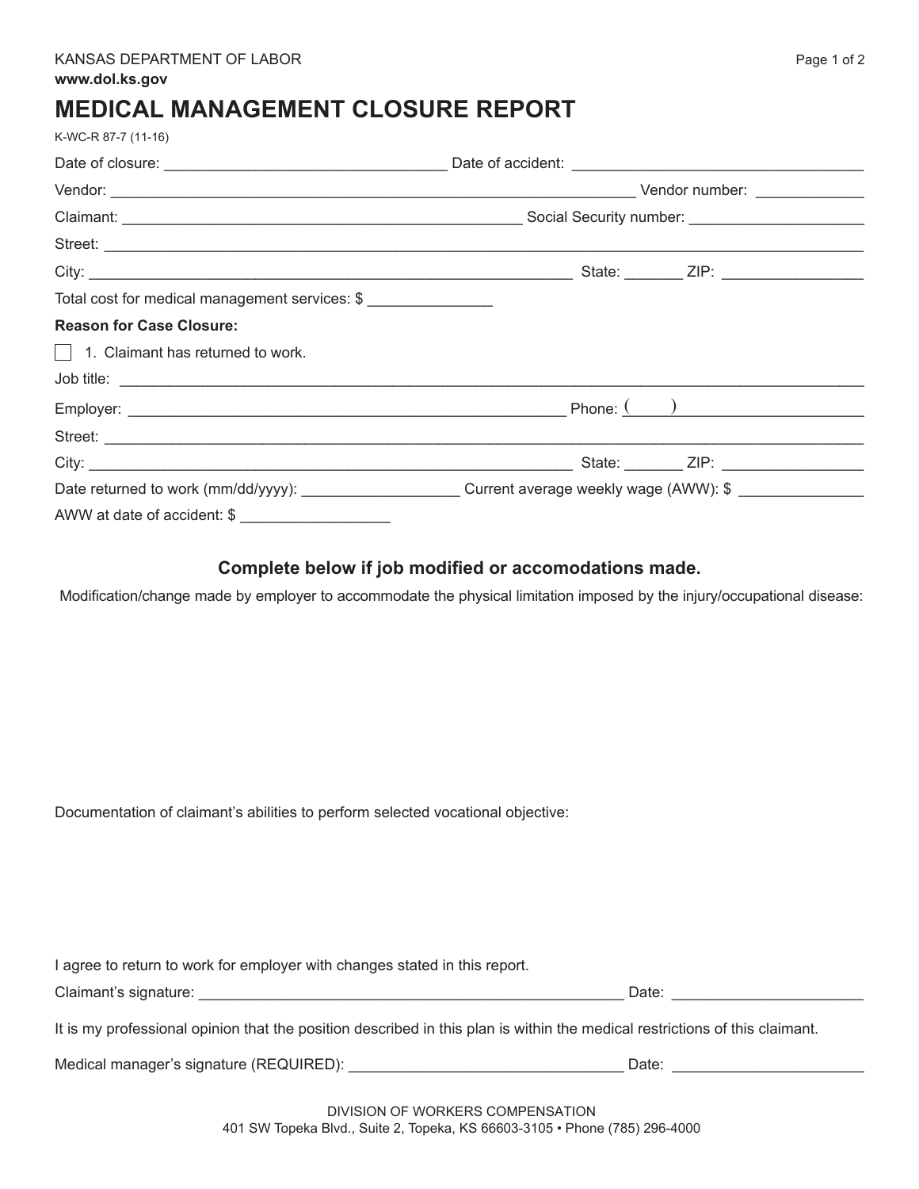KANSAS DEPARTMENT OF LABOR
**www.dol.ks.gov**

# MEDICAL MANAGEMENT CLOSURE REPORT

K-WC-R 87-7 (11-16)

Date of closure: ________________________________ Date of accident: ________________________________

Vendor: ____________________________________________________________ Vendor number: ____________

Claimant: ____________________________________________ Social Security number: ____________________

Street: ______________________________________________________________________________________

City: _______________________________________________________ State: ______ ZIP: ________________

Total cost for medical management services: $ ______________

**Reason for Case Closure:**

☐ 1. Claimant has returned to work.

Job title: ____________________________________________________________________________________

Employer: __________________________________________________ Phone: (____) _____________________

Street: ______________________________________________________________________________________

City: _______________________________________________________ State: ______ ZIP: ________________

Date returned to work (mm/dd/yyyy): __________________ Current average weekly wage (AWW): $ ______________

AWW at date of accident: $ _________________

### Complete below if job modified or accomodations made.

Modification/change made by employer to accommodate the physical limitation imposed by the injury/occupational disease:

Documentation of claimant's abilities to perform selected vocational objective:

I agree to return to work for employer with changes stated in this report.

Claimant's signature: __________________________________________________ Date: ______________________

It is my professional opinion that the position described in this plan is within the medical restrictions of this claimant.

Medical manager's signature (REQUIRED): ________________________________ Date: ______________________

DIVISION OF WORKERS COMPENSATION
401 SW Topeka Blvd., Suite 2, Topeka, KS 66603-3105 • Phone (785) 296-4000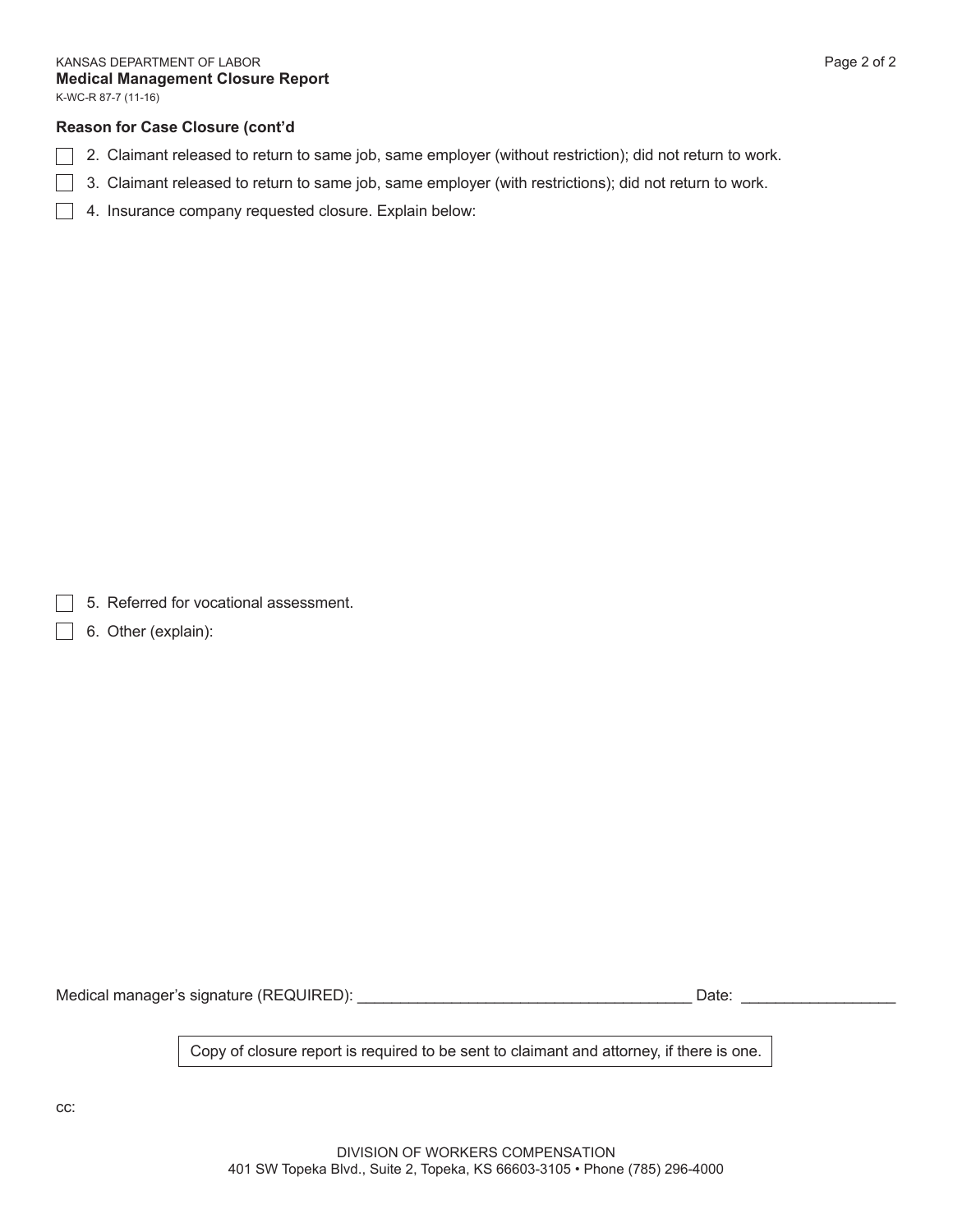KANSAS DEPARTMENT OF LABOR
**Medical Management Closure Report**
K-WC-R 87-7 (11-16)

**Reason for Case Closure (cont'd**

- ☐ 2. Claimant released to return to same job, same employer (without restriction); did not return to work.
- ☐ 3. Claimant released to return to same job, same employer (with restrictions); did not return to work.
- ☐ 4. Insurance company requested closure. Explain below:

- ☐ 5. Referred for vocational assessment.
- ☐ 6. Other (explain):

Medical manager's signature (REQUIRED): _______________________________________ Date: _________________

Copy of closure report is required to be sent to claimant and attorney, if there is one.

cc:

DIVISION OF WORKERS COMPENSATION
401 SW Topeka Blvd., Suite 2, Topeka, KS 66603-3105 • Phone (785) 296-4000